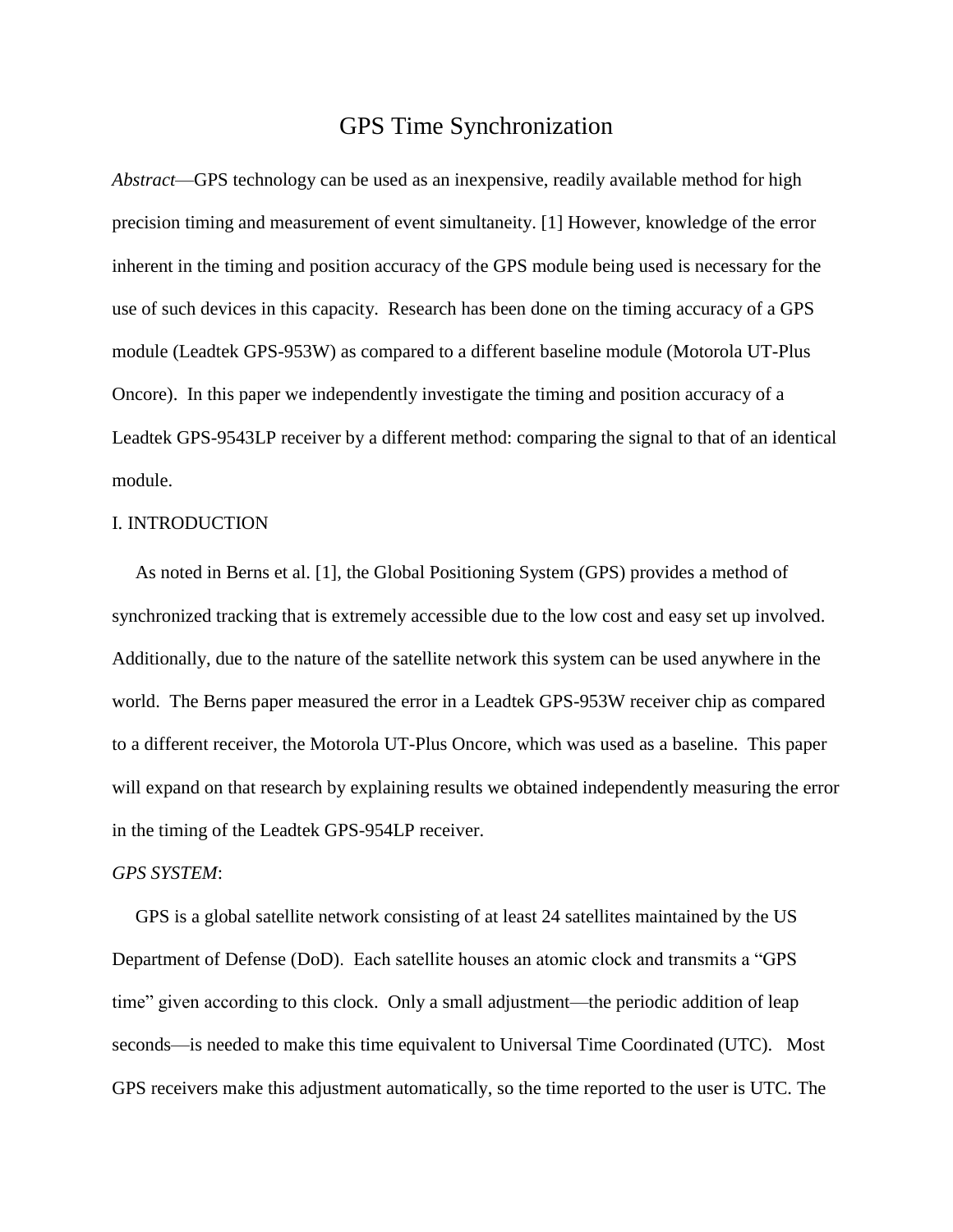# GPS Time Synchronization

*Abstract*—GPS technology can be used as an inexpensive, readily available method for high precision timing and measurement of event simultaneity. [1] However, knowledge of the error inherent in the timing and position accuracy of the GPS module being used is necessary for the use of such devices in this capacity. Research has been done on the timing accuracy of a GPS module (Leadtek GPS-953W) as compared to a different baseline module (Motorola UT-Plus Oncore). In this paper we independently investigate the timing and position accuracy of a Leadtek GPS-9543LP receiver by a different method: comparing the signal to that of an identical module.

## I. INTRODUCTION

As noted in Berns et al. [1], the Global Positioning System (GPS) provides a method of synchronized tracking that is extremely accessible due to the low cost and easy set up involved. Additionally, due to the nature of the satellite network this system can be used anywhere in the world. The Berns paper measured the error in a Leadtek GPS-953W receiver chip as compared to a different receiver, the Motorola UT-Plus Oncore, which was used as a baseline. This paper will expand on that research by explaining results we obtained independently measuring the error in the timing of the Leadtek GPS-954LP receiver.

### *GPS SYSTEM*:

GPS is a global satellite network consisting of at least 24 satellites maintained by the US Department of Defense (DoD). Each satellite houses an atomic clock and transmits a "GPS time" given according to this clock. Only a small adjustment—the periodic addition of leap seconds—is needed to make this time equivalent to Universal Time Coordinated (UTC). Most GPS receivers make this adjustment automatically, so the time reported to the user is UTC. The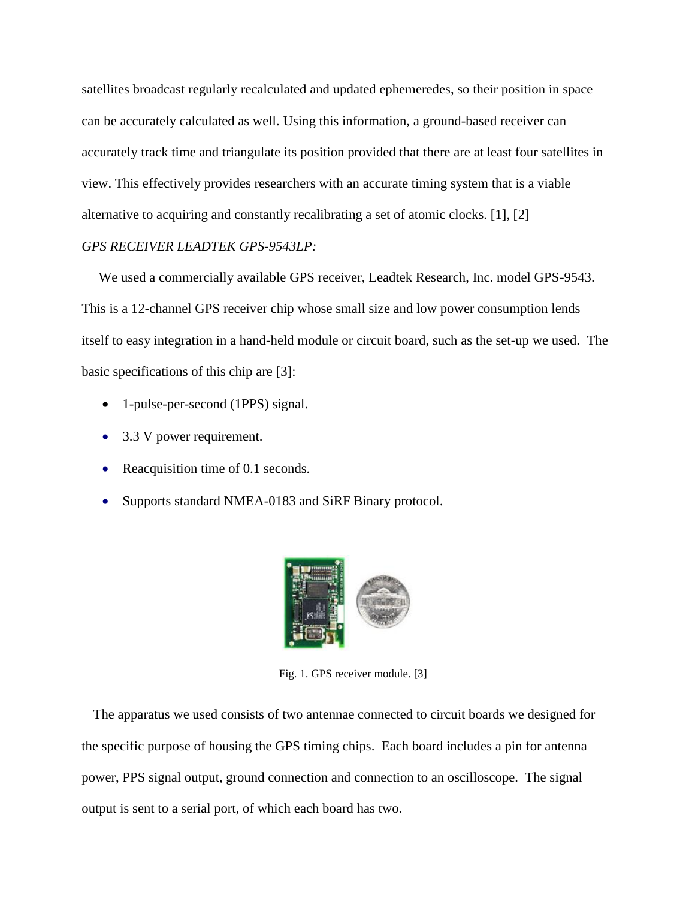satellites broadcast regularly recalculated and updated ephemeredes, so their position in space can be accurately calculated as well. Using this information, a ground-based receiver can accurately track time and triangulate its position provided that there are at least four satellites in view. This effectively provides researchers with an accurate timing system that is a viable alternative to acquiring and constantly recalibrating a set of atomic clocks. [1], [2]

*GPS RECEIVER LEADTEK GPS-9543LP:*

We used a commercially available GPS receiver, Leadtek Research, Inc. model GPS-9543. This is a 12-channel GPS receiver chip whose small size and low power consumption lends itself to easy integration in a hand-held module or circuit board, such as the set-up we used. The basic specifications of this chip are [3]:

- 1-pulse-per-second (1PPS) signal.
- 3.3 V power requirement.
- Reacquisition time of 0.1 seconds.
- Supports standard NMEA-0183 and SiRF Binary protocol.

Fig. 1. GPS receiver module. [3]

The apparatus we used consists of two antennae connected to circuit boards we designed for the specific purpose of housing the GPS timing chips. Each board includes a pin for antenna power, PPS signal output, ground connection and connection to an oscilloscope. The signal output is sent to a serial port, of which each board has two.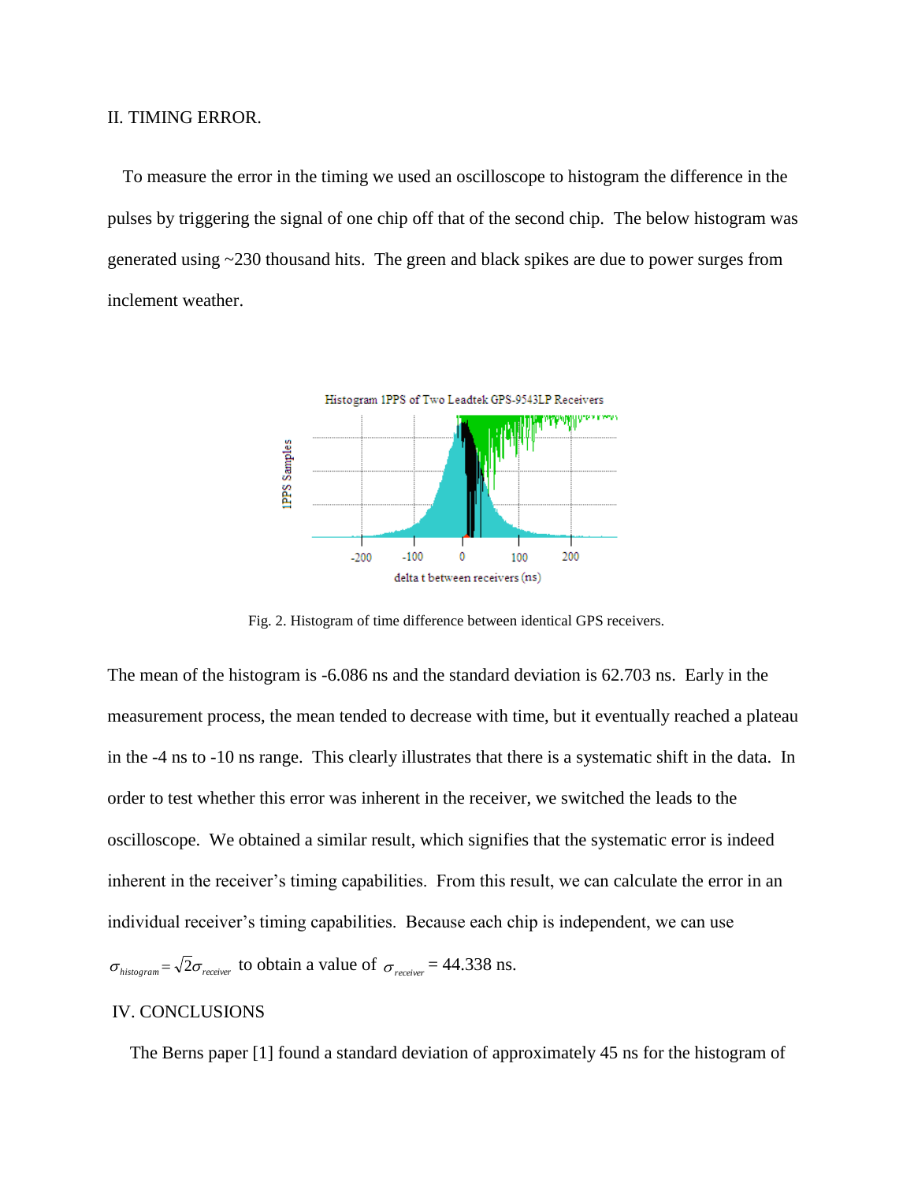## II. TIMING ERROR.

To measure the error in the timing we used an oscilloscope to histogram the difference in the pulses by triggering the signal of one chip off that of the second chip. The below histogram was generated using ~230 thousand hits. The green and black spikes are due to power surges from inclement weather.

Fig. 2. Histogram of time difference between identical GPS receivers.

The mean of the histogram is -6.086 ns and the standard deviation is 62.703 ns. Early in the measurement process, the mean tended to decrease with time, but it eventually reached a plateau in the -4 ns to -10 ns range. This clearly illustrates that there is a systematic shift in the data. In order to test whether this error was inherent in the receiver, we switched the leads to the oscilloscope. We obtained a similar result, which signifies that the systematic error is indeed inherent in the receiver's timing capabilities. From this result, we can calculate the error in an individual receiver's timing capabilities. Because each chip is independent, we can use $\sigma_{histogram} = \sqrt{2}\sigma_{receiver}$ to obtain a value of $\sigma_{receiver}$ = 44.338 ns.

## IV. CONCLUSIONS

The Berns paper [1] found a standard deviation of approximately 45 ns for the histogram of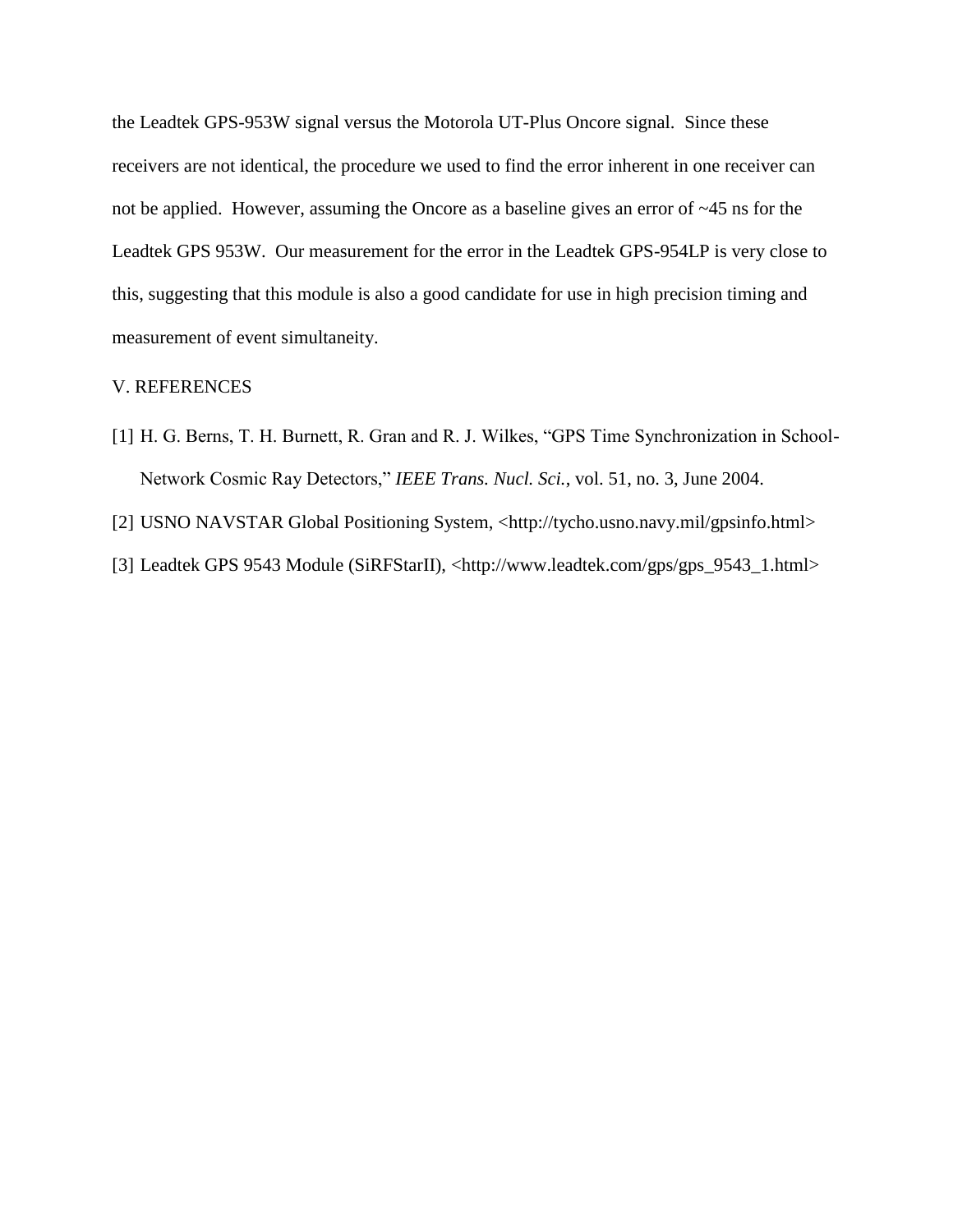the Leadtek GPS-953W signal versus the Motorola UT-Plus Oncore signal. Since these receivers are not identical, the procedure we used to find the error inherent in one receiver can not be applied. However, assuming the Oncore as a baseline gives an error of ~45 ns for the Leadtek GPS 953W. Our measurement for the error in the Leadtek GPS-954LP is very close to this, suggesting that this module is also a good candidate for use in high precision timing and measurement of event simultaneity.

## V. REFERENCES

[1] H. G. Berns, T. H. Burnett, R. Gran and R. J. Wilkes, "GPS Time Synchronization in School-Network Cosmic Ray Detectors," *IEEE Trans. Nucl. Sci.*, vol. 51, no. 3, June 2004.

[2] USNO NAVSTAR Global Positioning System, <http://tycho.usno.navy.mil/gpsinfo.html>

[3] Leadtek GPS 9543 Module (SiRFStarII), <http://www.leadtek.com/gps/gps_9543_1.html>